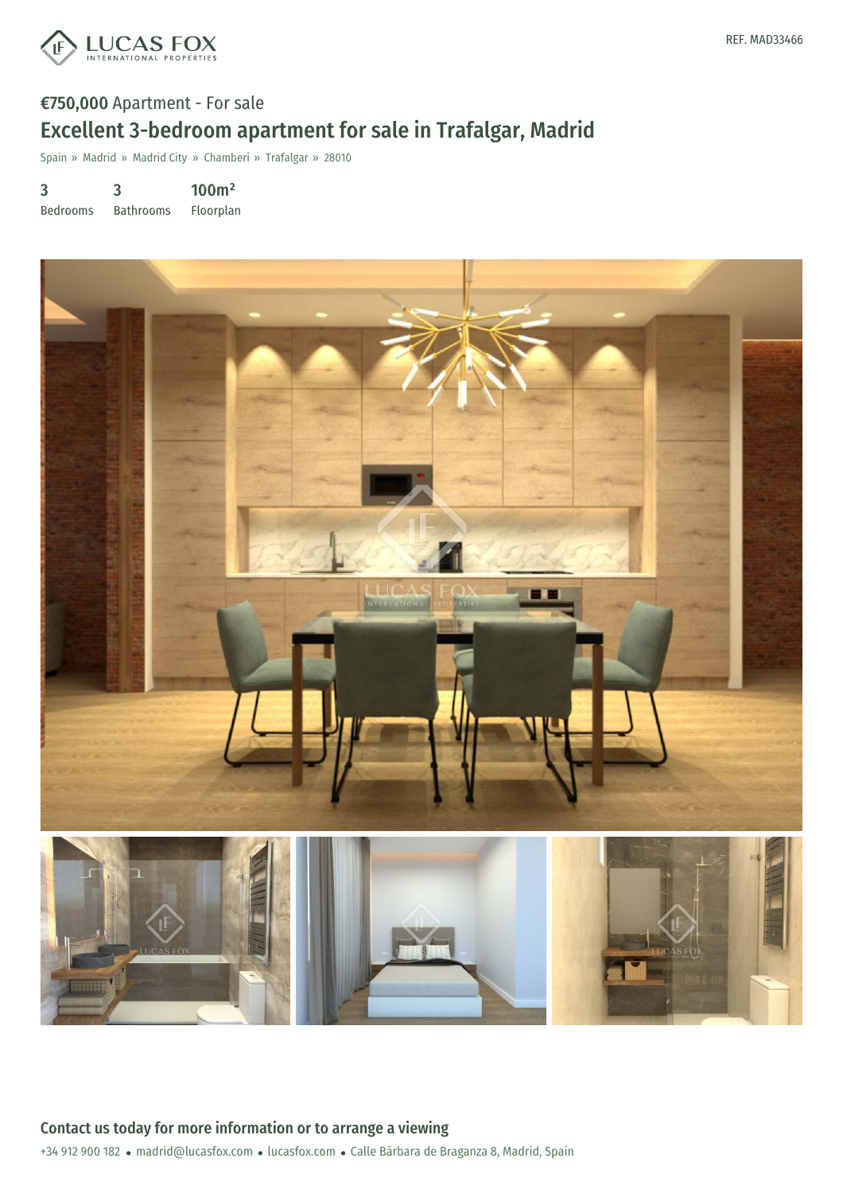LUCAS FOX
INTERNATIONAL PROPERTIES

REF. MAD33466

**€750,000** Apartment - For sale

# Excellent 3-bedroom apartment for sale in Trafalgar, Madrid

Spain » Madrid » Madrid City » Chamberí » Trafalgar » 28010

| 3 | 3 | 100m² |
| --- | --- | --- |
| Bedrooms | Bathrooms | Floorplan |

## Contact us today for more information or to arrange a viewing

+34 912 900 182 • madrid@lucasfox.com • lucasfox.com • Calle Bárbara de Braganza 8, Madrid, Spain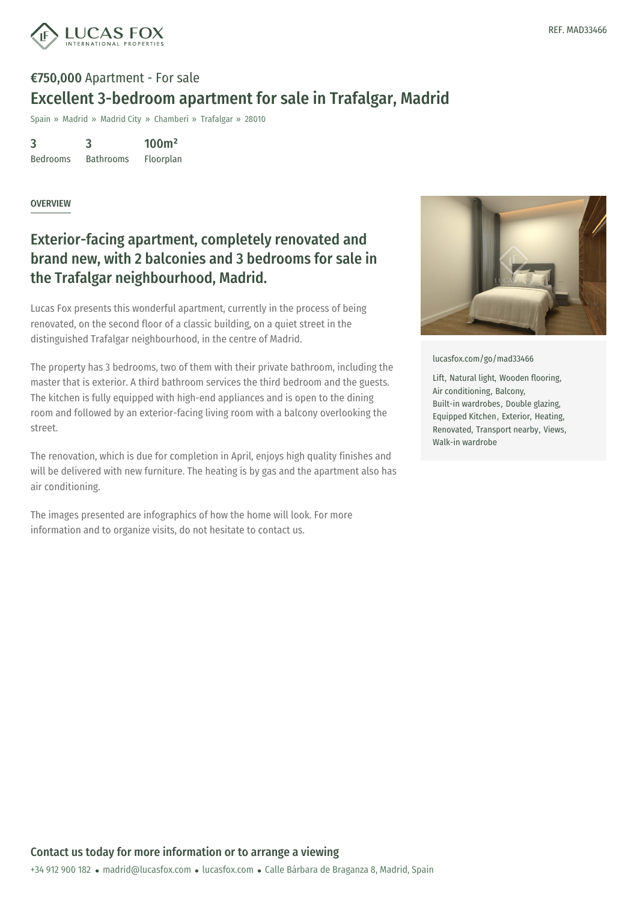REF. MAD33466

**€750,000** Apartment - For sale

# Excellent 3-bedroom apartment for sale in Trafalgar, Madrid

Spain » Madrid » Madrid City » Chamberí » Trafalgar » 28010

| 3 | 3 | 100m² |
|---|---|---|
| Bedrooms | Bathrooms | Floorplan |

## OVERVIEW

## Exterior-facing apartment, completely renovated and brand new, with 2 balconies and 3 bedrooms for sale in the Trafalgar neighbourhood, Madrid.

Lucas Fox presents this wonderful apartment, currently in the process of being renovated, on the second floor of a classic building, on a quiet street in the distinguished Trafalgar neighbourhood, in the centre of Madrid.

The property has 3 bedrooms, two of them with their private bathroom, including the master that is exterior. A third bathroom services the third bedroom and the guests. The kitchen is fully equipped with high-end appliances and is open to the dining room and followed by an exterior-facing living room with a balcony overlooking the street.

The renovation, which is due for completion in April, enjoys high quality finishes and will be delivered with new furniture. The heating is by gas and the apartment also has air conditioning.

The images presented are infographics of how the home will look. For more information and to organize visits, do not hesitate to contact us.

lucasfox.com/go/mad33466

Lift, Natural light, Wooden flooring, Air conditioning, Balcony, Built-in wardrobes, Double glazing, Equipped Kitchen, Exterior, Heating, Renovated, Transport nearby, Views, Walk-in wardrobe

### Contact us today for more information or to arrange a viewing

+34 912 900 182 • madrid@lucasfox.com • lucasfox.com • Calle Bárbara de Braganza 8, Madrid, Spain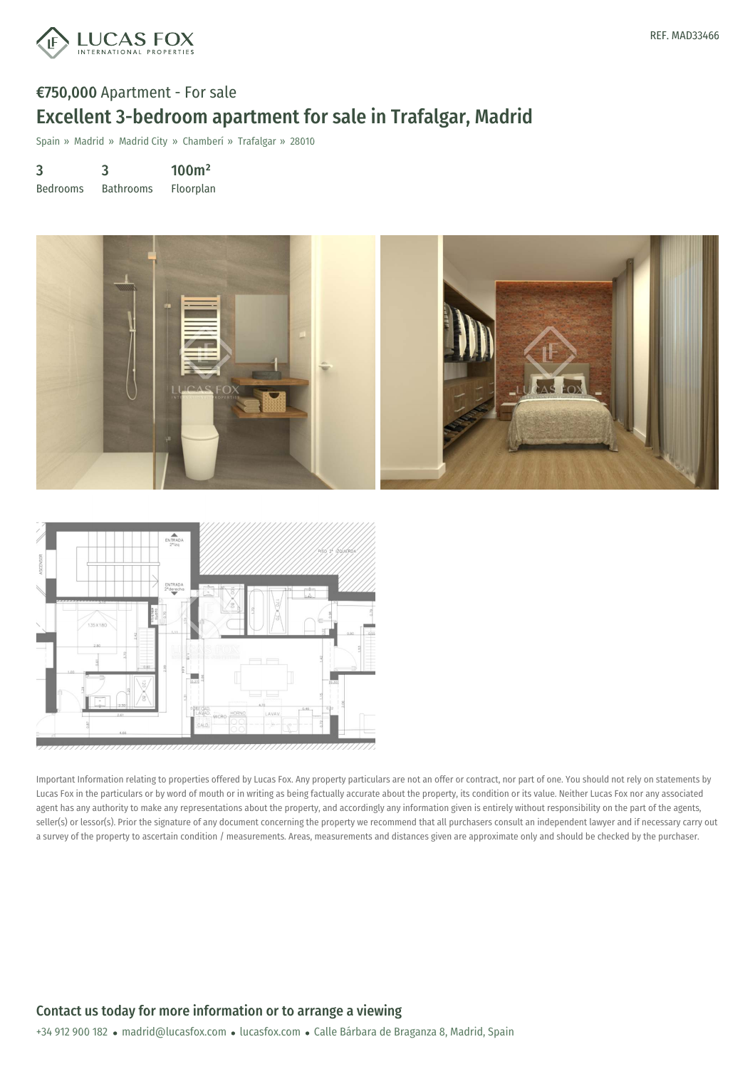REF. MAD33466

€750,000 Apartment - For sale

# Excellent 3-bedroom apartment for sale in Trafalgar, Madrid

Spain » Madrid » Madrid City » Chamberí » Trafalgar » 28010

| 3 | 3 | 100m² |
|---|---|---|
| Bedrooms | Bathrooms | Floorplan |

Important Information relating to properties offered by Lucas Fox. Any property particulars are not an offer or contract, nor part of one. You should not rely on statements by Lucas Fox in the particulars or by word of mouth or in writing as being factually accurate about the property, its condition or its value. Neither Lucas Fox nor any associated agent has any authority to make any representations about the property, and accordingly any information given is entirely without responsibility on the part of the agents, seller(s) or lessor(s). Prior the signature of any document concerning the property we recommend that all purchasers consult an independent lawyer and if necessary carry out a survey of the property to ascertain condition / measurements. Areas, measurements and distances given are approximate only and should be checked by the purchaser.

## Contact us today for more information or to arrange a viewing

+34 912 900 182 • madrid@lucasfox.com • lucasfox.com • Calle Bárbara de Braganza 8, Madrid, Spain